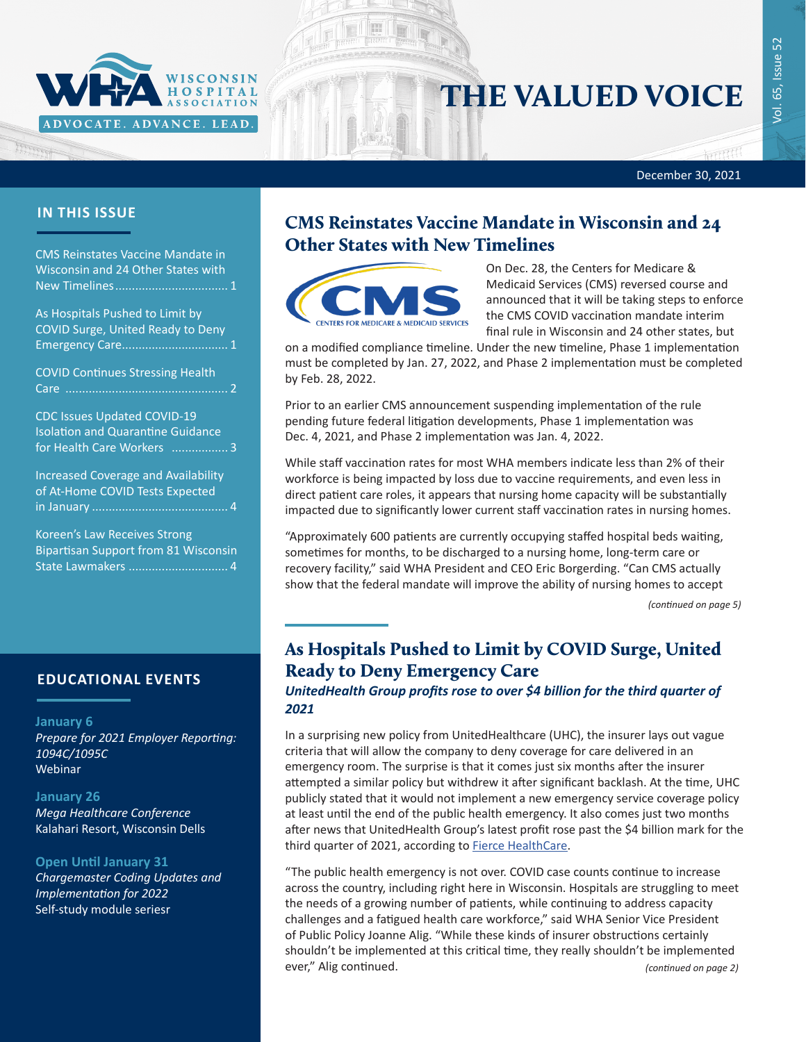# THE VALUED VOICE

December 30, 2021

## IN THIS ISSUE

- CMS Reinstates Vaccine Mandate in Wisconsin and 24 Other States with New Timelines .................................. 1
- As Hospitals Pushed to Limit by COVID Surge, United Ready to Deny Emergency Care................................ 1
- COVID Continues Stressing Health Care ................................................ 2
- CDC Issues Updated COVID-19 Isolation and Quarantine Guidance for Health Care Workers ................ 3
- Increased Coverage and Availability of At-Home COVID Tests Expected in January ......................................... 4
- Koreen's Law Receives Strong Bipartisan Support from 81 Wisconsin State Lawmakers ............................. 4

## EDUCATIONAL EVENTS

**January 6**
*Prepare for 2021 Employer Reporting: 1094C/1095C*
Webinar

**January 26**
*Mega Healthcare Conference*
Kalahari Resort, Wisconsin Dells

**Open Until January 31**
*Chargemaster Coding Updates and Implementation for 2022*
Self-study module seriesr

## CMS Reinstates Vaccine Mandate in Wisconsin and 24 Other States with New Timelines

On Dec. 28, the Centers for Medicare & Medicaid Services (CMS) reversed course and announced that it will be taking steps to enforce the CMS COVID vaccination mandate interim final rule in Wisconsin and 24 other states, but on a modified compliance timeline. Under the new timeline, Phase 1 implementation must be completed by Jan. 27, 2022, and Phase 2 implementation must be completed by Feb. 28, 2022.

Prior to an earlier CMS announcement suspending implementation of the rule pending future federal litigation developments, Phase 1 implementation was Dec. 4, 2021, and Phase 2 implementation was Jan. 4, 2022.

While staff vaccination rates for most WHA members indicate less than 2% of their workforce is being impacted by loss due to vaccine requirements, and even less in direct patient care roles, it appears that nursing home capacity will be substantially impacted due to significantly lower current staff vaccination rates in nursing homes.

"Approximately 600 patients are currently occupying staffed hospital beds waiting, sometimes for months, to be discharged to a nursing home, long-term care or recovery facility," said WHA President and CEO Eric Borgerding. "Can CMS actually show that the federal mandate will improve the ability of nursing homes to accept

*(continued on page 5)*

## As Hospitals Pushed to Limit by COVID Surge, United Ready to Deny Emergency Care

***UnitedHealth Group profits rose to over $4 billion for the third quarter of 2021***

In a surprising new policy from UnitedHealthcare (UHC), the insurer lays out vague criteria that will allow the company to deny coverage for care delivered in an emergency room. The surprise is that it comes just six months after the insurer attempted a similar policy but withdrew it after significant backlash. At the time, UHC publicly stated that it would not implement a new emergency service coverage policy at least until the end of the public health emergency. It also comes just two months after news that UnitedHealth Group's latest profit rose past the $4 billion mark for the third quarter of 2021, according to Fierce HealthCare.

"The public health emergency is not over. COVID case counts continue to increase across the country, including right here in Wisconsin. Hospitals are struggling to meet the needs of a growing number of patients, while continuing to address capacity challenges and a fatigued health care workforce," said WHA Senior Vice President of Public Policy Joanne Alig. "While these kinds of insurer obstructions certainly shouldn't be implemented at this critical time, they really shouldn't be implemented ever," Alig continued.

*(continued on page 2)*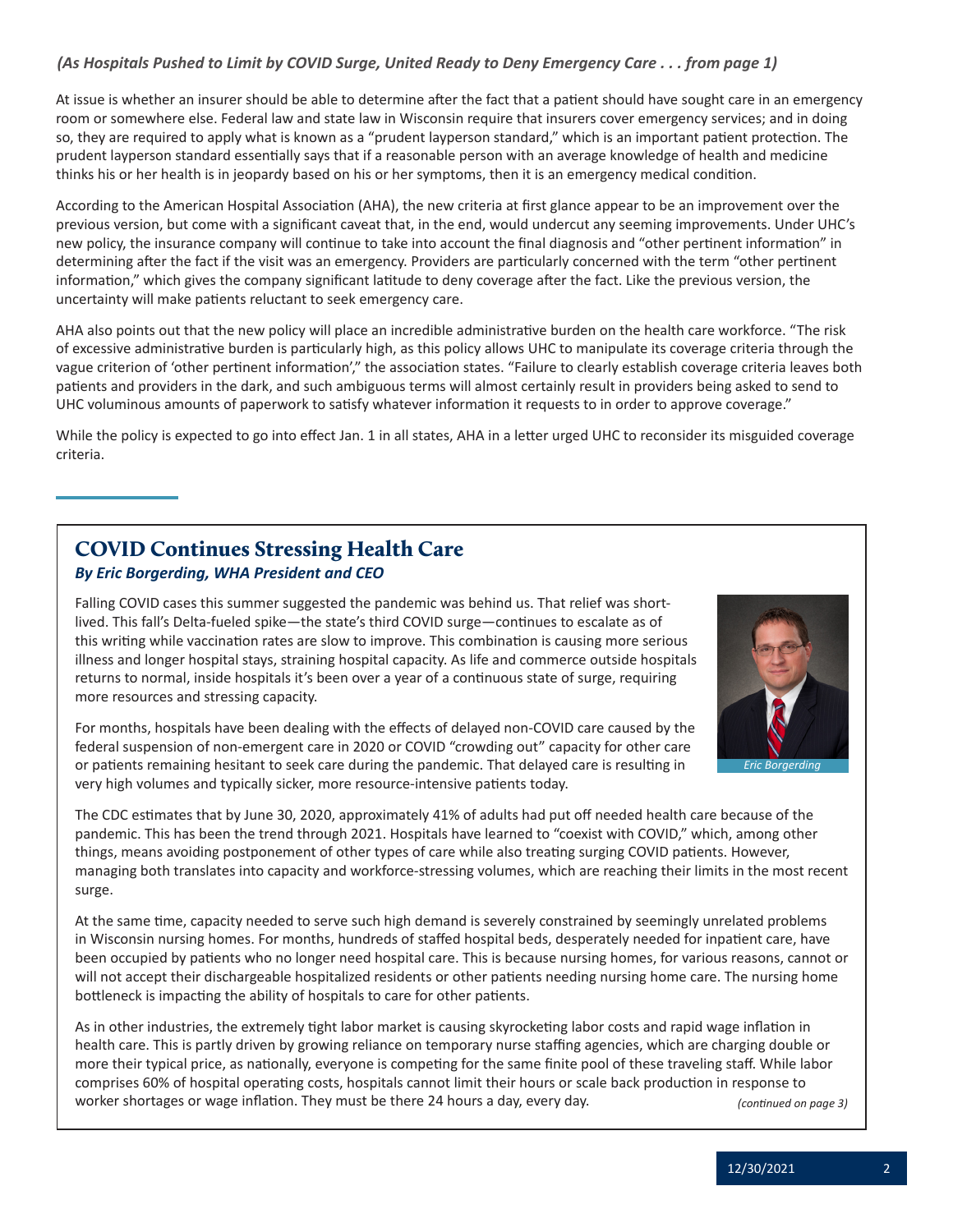*(As Hospitals Pushed to Limit by COVID Surge, United Ready to Deny Emergency Care . . . from page 1)*

At issue is whether an insurer should be able to determine after the fact that a patient should have sought care in an emergency room or somewhere else. Federal law and state law in Wisconsin require that insurers cover emergency services; and in doing so, they are required to apply what is known as a "prudent layperson standard," which is an important patient protection. The prudent layperson standard essentially says that if a reasonable person with an average knowledge of health and medicine thinks his or her health is in jeopardy based on his or her symptoms, then it is an emergency medical condition.

According to the American Hospital Association (AHA), the new criteria at first glance appear to be an improvement over the previous version, but come with a significant caveat that, in the end, would undercut any seeming improvements. Under UHC's new policy, the insurance company will continue to take into account the final diagnosis and "other pertinent information" in determining after the fact if the visit was an emergency. Providers are particularly concerned with the term "other pertinent information," which gives the company significant latitude to deny coverage after the fact. Like the previous version, the uncertainty will make patients reluctant to seek emergency care.

AHA also points out that the new policy will place an incredible administrative burden on the health care workforce. "The risk of excessive administrative burden is particularly high, as this policy allows UHC to manipulate its coverage criteria through the vague criterion of 'other pertinent information'," the association states. "Failure to clearly establish coverage criteria leaves both patients and providers in the dark, and such ambiguous terms will almost certainly result in providers being asked to send to UHC voluminous amounts of paperwork to satisfy whatever information it requests to in order to approve coverage."

While the policy is expected to go into effect Jan. 1 in all states, AHA in a letter urged UHC to reconsider its misguided coverage criteria.

## COVID Continues Stressing Health Care

***By Eric Borgerding, WHA President and CEO***

Falling COVID cases this summer suggested the pandemic was behind us. That relief was short-lived. This fall's Delta-fueled spike—the state's third COVID surge—continues to escalate as of this writing while vaccination rates are slow to improve. This combination is causing more serious illness and longer hospital stays, straining hospital capacity. As life and commerce outside hospitals returns to normal, inside hospitals it's been over a year of a continuous state of surge, requiring more resources and stressing capacity.

*Eric Borgerding*

For months, hospitals have been dealing with the effects of delayed non-COVID care caused by the federal suspension of non-emergent care in 2020 or COVID "crowding out" capacity for other care or patients remaining hesitant to seek care during the pandemic. That delayed care is resulting in very high volumes and typically sicker, more resource-intensive patients today.

The CDC estimates that by June 30, 2020, approximately 41% of adults had put off needed health care because of the pandemic. This has been the trend through 2021. Hospitals have learned to "coexist with COVID," which, among other things, means avoiding postponement of other types of care while also treating surging COVID patients. However, managing both translates into capacity and workforce-stressing volumes, which are reaching their limits in the most recent surge.

At the same time, capacity needed to serve such high demand is severely constrained by seemingly unrelated problems in Wisconsin nursing homes. For months, hundreds of staffed hospital beds, desperately needed for inpatient care, have been occupied by patients who no longer need hospital care. This is because nursing homes, for various reasons, cannot or will not accept their dischargeable hospitalized residents or other patients needing nursing home care. The nursing home bottleneck is impacting the ability of hospitals to care for other patients.

As in other industries, the extremely tight labor market is causing skyrocketing labor costs and rapid wage inflation in health care. This is partly driven by growing reliance on temporary nurse staffing agencies, which are charging double or more their typical price, as nationally, everyone is competing for the same finite pool of these traveling staff. While labor comprises 60% of hospital operating costs, hospitals cannot limit their hours or scale back production in response to worker shortages or wage inflation. They must be there 24 hours a day, every day.

*(continued on page 3)*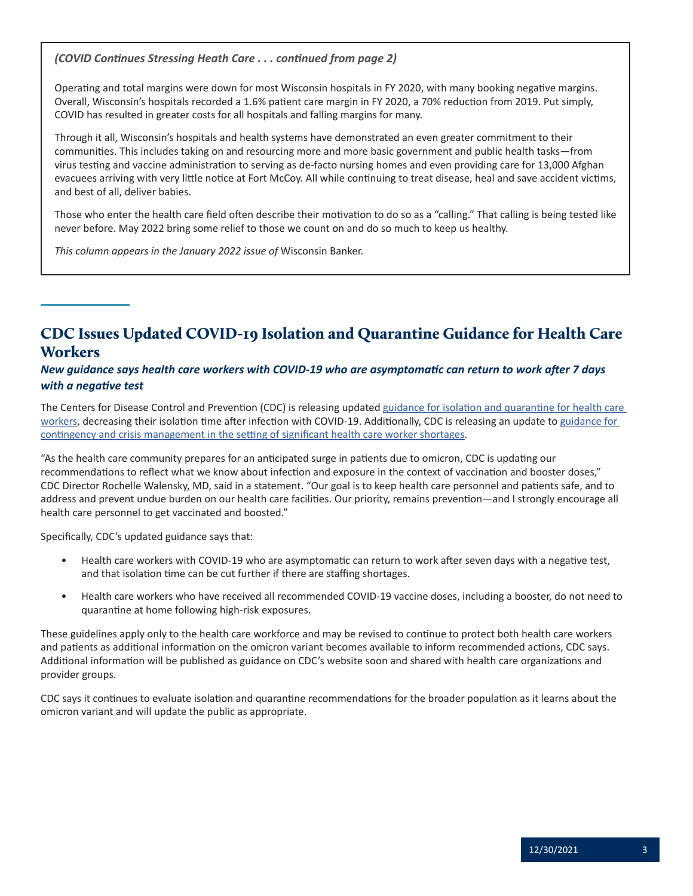*(COVID Continues Stressing Heath Care . . . continued from page 2)*

Operating and total margins were down for most Wisconsin hospitals in FY 2020, with many booking negative margins. Overall, Wisconsin's hospitals recorded a 1.6% patient care margin in FY 2020, a 70% reduction from 2019. Put simply, COVID has resulted in greater costs for all hospitals and falling margins for many.

Through it all, Wisconsin's hospitals and health systems have demonstrated an even greater commitment to their communities. This includes taking on and resourcing more and more basic government and public health tasks—from virus testing and vaccine administration to serving as de-facto nursing homes and even providing care for 13,000 Afghan evacuees arriving with very little notice at Fort McCoy. All while continuing to treat disease, heal and save accident victims, and best of all, deliver babies.

Those who enter the health care field often describe their motivation to do so as a "calling." That calling is being tested like never before. May 2022 bring some relief to those we count on and do so much to keep us healthy.

*This column appears in the January 2022 issue of* Wisconsin Banker.

## CDC Issues Updated COVID-19 Isolation and Quarantine Guidance for Health Care Workers

***New guidance says health care workers with COVID-19 who are asymptomatic can return to work after 7 days with a negative test***

The Centers for Disease Control and Prevention (CDC) is releasing updated guidance for isolation and quarantine for health care workers, decreasing their isolation time after infection with COVID-19. Additionally, CDC is releasing an update to guidance for contingency and crisis management in the setting of significant health care worker shortages.

"As the health care community prepares for an anticipated surge in patients due to omicron, CDC is updating our recommendations to reflect what we know about infection and exposure in the context of vaccination and booster doses," CDC Director Rochelle Walensky, MD, said in a statement. "Our goal is to keep health care personnel and patients safe, and to address and prevent undue burden on our health care facilities. Our priority, remains prevention—and I strongly encourage all health care personnel to get vaccinated and boosted."

Specifically, CDC's updated guidance says that:

- Health care workers with COVID-19 who are asymptomatic can return to work after seven days with a negative test, and that isolation time can be cut further if there are staffing shortages.
- Health care workers who have received all recommended COVID-19 vaccine doses, including a booster, do not need to quarantine at home following high-risk exposures.

These guidelines apply only to the health care workforce and may be revised to continue to protect both health care workers and patients as additional information on the omicron variant becomes available to inform recommended actions, CDC says. Additional information will be published as guidance on CDC's website soon and shared with health care organizations and provider groups.

CDC says it continues to evaluate isolation and quarantine recommendations for the broader population as it learns about the omicron variant and will update the public as appropriate.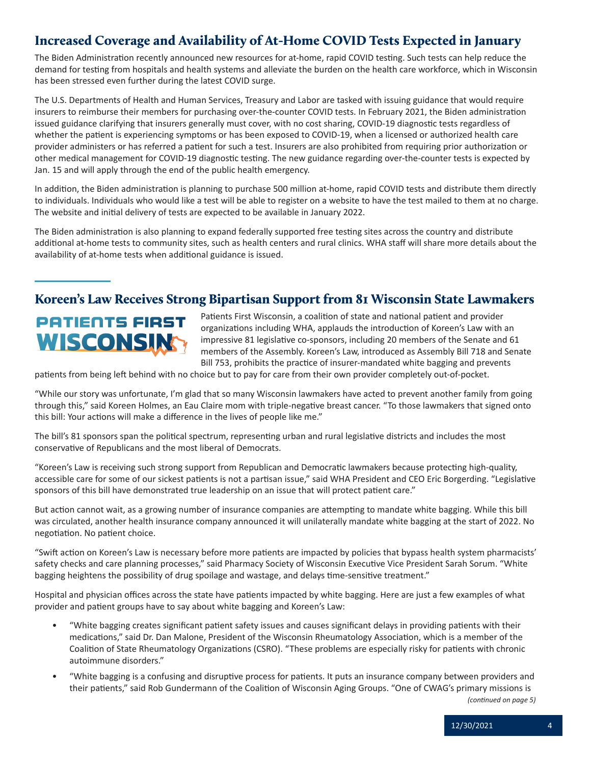## Increased Coverage and Availability of At-Home COVID Tests Expected in January

The Biden Administration recently announced new resources for at-home, rapid COVID testing. Such tests can help reduce the demand for testing from hospitals and health systems and alleviate the burden on the health care workforce, which in Wisconsin has been stressed even further during the latest COVID surge.

The U.S. Departments of Health and Human Services, Treasury and Labor are tasked with issuing guidance that would require insurers to reimburse their members for purchasing over-the-counter COVID tests. In February 2021, the Biden administration issued guidance clarifying that insurers generally must cover, with no cost sharing, COVID-19 diagnostic tests regardless of whether the patient is experiencing symptoms or has been exposed to COVID-19, when a licensed or authorized health care provider administers or has referred a patient for such a test. Insurers are also prohibited from requiring prior authorization or other medical management for COVID-19 diagnostic testing. The new guidance regarding over-the-counter tests is expected by Jan. 15 and will apply through the end of the public health emergency.

In addition, the Biden administration is planning to purchase 500 million at-home, rapid COVID tests and distribute them directly to individuals. Individuals who would like a test will be able to register on a website to have the test mailed to them at no charge. The website and initial delivery of tests are expected to be available in January 2022.

The Biden administration is also planning to expand federally supported free testing sites across the country and distribute additional at-home tests to community sites, such as health centers and rural clinics. WHA staff will share more details about the availability of at-home tests when additional guidance is issued.

## Koreen's Law Receives Strong Bipartisan Support from 81 Wisconsin State Lawmakers

PATIENTS FIRST WISCONSIN

Patients First Wisconsin, a coalition of state and national patient and provider organizations including WHA, applauds the introduction of Koreen's Law with an impressive 81 legislative co-sponsors, including 20 members of the Senate and 61 members of the Assembly. Koreen's Law, introduced as Assembly Bill 718 and Senate Bill 753, prohibits the practice of insurer-mandated white bagging and prevents patients from being left behind with no choice but to pay for care from their own provider completely out-of-pocket.

"While our story was unfortunate, I'm glad that so many Wisconsin lawmakers have acted to prevent another family from going through this," said Koreen Holmes, an Eau Claire mom with triple-negative breast cancer. "To those lawmakers that signed onto this bill: Your actions will make a difference in the lives of people like me."

The bill's 81 sponsors span the political spectrum, representing urban and rural legislative districts and includes the most conservative of Republicans and the most liberal of Democrats.

"Koreen's Law is receiving such strong support from Republican and Democratic lawmakers because protecting high-quality, accessible care for some of our sickest patients is not a partisan issue," said WHA President and CEO Eric Borgerding. "Legislative sponsors of this bill have demonstrated true leadership on an issue that will protect patient care."

But action cannot wait, as a growing number of insurance companies are attempting to mandate white bagging. While this bill was circulated, another health insurance company announced it will unilaterally mandate white bagging at the start of 2022. No negotiation. No patient choice.

"Swift action on Koreen's Law is necessary before more patients are impacted by policies that bypass health system pharmacists' safety checks and care planning processes," said Pharmacy Society of Wisconsin Executive Vice President Sarah Sorum. "White bagging heightens the possibility of drug spoilage and wastage, and delays time-sensitive treatment."

Hospital and physician offices across the state have patients impacted by white bagging. Here are just a few examples of what provider and patient groups have to say about white bagging and Koreen's Law:

- "White bagging creates significant patient safety issues and causes significant delays in providing patients with their medications," said Dr. Dan Malone, President of the Wisconsin Rheumatology Association, which is a member of the Coalition of State Rheumatology Organizations (CSRO). "These problems are especially risky for patients with chronic autoimmune disorders."
- "White bagging is a confusing and disruptive process for patients. It puts an insurance company between providers and their patients," said Rob Gundermann of the Coalition of Wisconsin Aging Groups. "One of CWAG's primary missions is

*(continued on page 5)*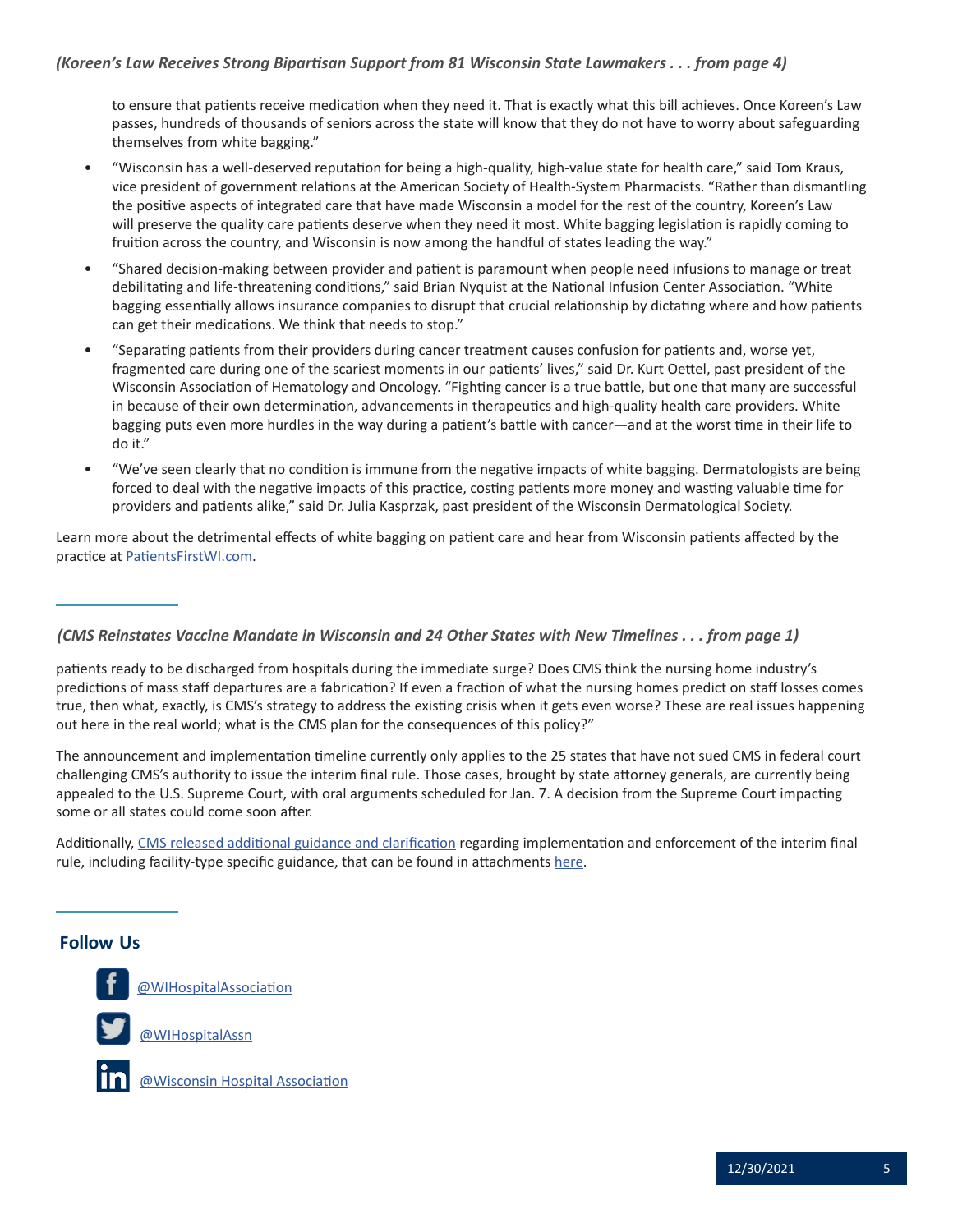*(Koreen's Law Receives Strong Bipartisan Support from 81 Wisconsin State Lawmakers . . . from page 4)*

to ensure that patients receive medication when they need it. That is exactly what this bill achieves. Once Koreen's Law passes, hundreds of thousands of seniors across the state will know that they do not have to worry about safeguarding themselves from white bagging."

- "Wisconsin has a well-deserved reputation for being a high-quality, high-value state for health care," said Tom Kraus, vice president of government relations at the American Society of Health-System Pharmacists. "Rather than dismantling the positive aspects of integrated care that have made Wisconsin a model for the rest of the country, Koreen's Law will preserve the quality care patients deserve when they need it most. White bagging legislation is rapidly coming to fruition across the country, and Wisconsin is now among the handful of states leading the way."
- "Shared decision-making between provider and patient is paramount when people need infusions to manage or treat debilitating and life-threatening conditions," said Brian Nyquist at the National Infusion Center Association. "White bagging essentially allows insurance companies to disrupt that crucial relationship by dictating where and how patients can get their medications. We think that needs to stop."
- "Separating patients from their providers during cancer treatment causes confusion for patients and, worse yet, fragmented care during one of the scariest moments in our patients' lives," said Dr. Kurt Oettel, past president of the Wisconsin Association of Hematology and Oncology. "Fighting cancer is a true battle, but one that many are successful in because of their own determination, advancements in therapeutics and high-quality health care providers. White bagging puts even more hurdles in the way during a patient's battle with cancer—and at the worst time in their life to do it."
- "We've seen clearly that no condition is immune from the negative impacts of white bagging. Dermatologists are being forced to deal with the negative impacts of this practice, costing patients more money and wasting valuable time for providers and patients alike," said Dr. Julia Kasprzak, past president of the Wisconsin Dermatological Society.

Learn more about the detrimental effects of white bagging on patient care and hear from Wisconsin patients affected by the practice at PatientsFirstWI.com.

---

*(CMS Reinstates Vaccine Mandate in Wisconsin and 24 Other States with New Timelines . . . from page 1)*

patients ready to be discharged from hospitals during the immediate surge? Does CMS think the nursing home industry's predictions of mass staff departures are a fabrication? If even a fraction of what the nursing homes predict on staff losses comes true, then what, exactly, is CMS's strategy to address the existing crisis when it gets even worse? These are real issues happening out here in the real world; what is the CMS plan for the consequences of this policy?"

The announcement and implementation timeline currently only applies to the 25 states that have not sued CMS in federal court challenging CMS's authority to issue the interim final rule. Those cases, brought by state attorney generals, are currently being appealed to the U.S. Supreme Court, with oral arguments scheduled for Jan. 7. A decision from the Supreme Court impacting some or all states could come soon after.

Additionally, CMS released additional guidance and clarification regarding implementation and enforcement of the interim final rule, including facility-type specific guidance, that can be found in attachments here.

---

## Follow Us

- Facebook: @WIHospitalAssociation
- Twitter: @WIHospitalAssn
- LinkedIn: @Wisconsin Hospital Association